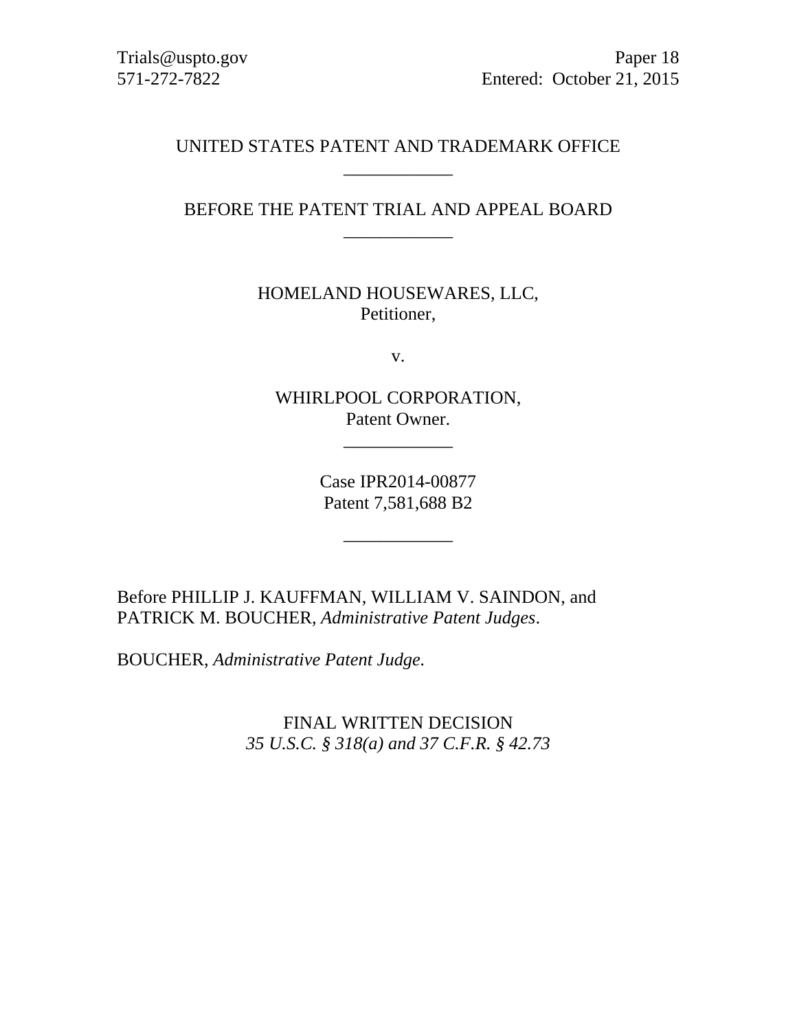Trials@uspto.gov
571-272-7822

Paper 18
Entered: October 21, 2015

UNITED STATES PATENT AND TRADEMARK OFFICE

---

BEFORE THE PATENT TRIAL AND APPEAL BOARD

---

HOMELAND HOUSEWARES, LLC,
Petitioner,

v.

WHIRLPOOL CORPORATION,
Patent Owner.

---

Case IPR2014-00877
Patent 7,581,688 B2

---

Before PHILLIP J. KAUFFMAN, WILLIAM V. SAINDON, and PATRICK M. BOUCHER, *Administrative Patent Judges*.

BOUCHER, *Administrative Patent Judge*.

FINAL WRITTEN DECISION
*35 U.S.C. § 318(a) and 37 C.F.R. § 42.73*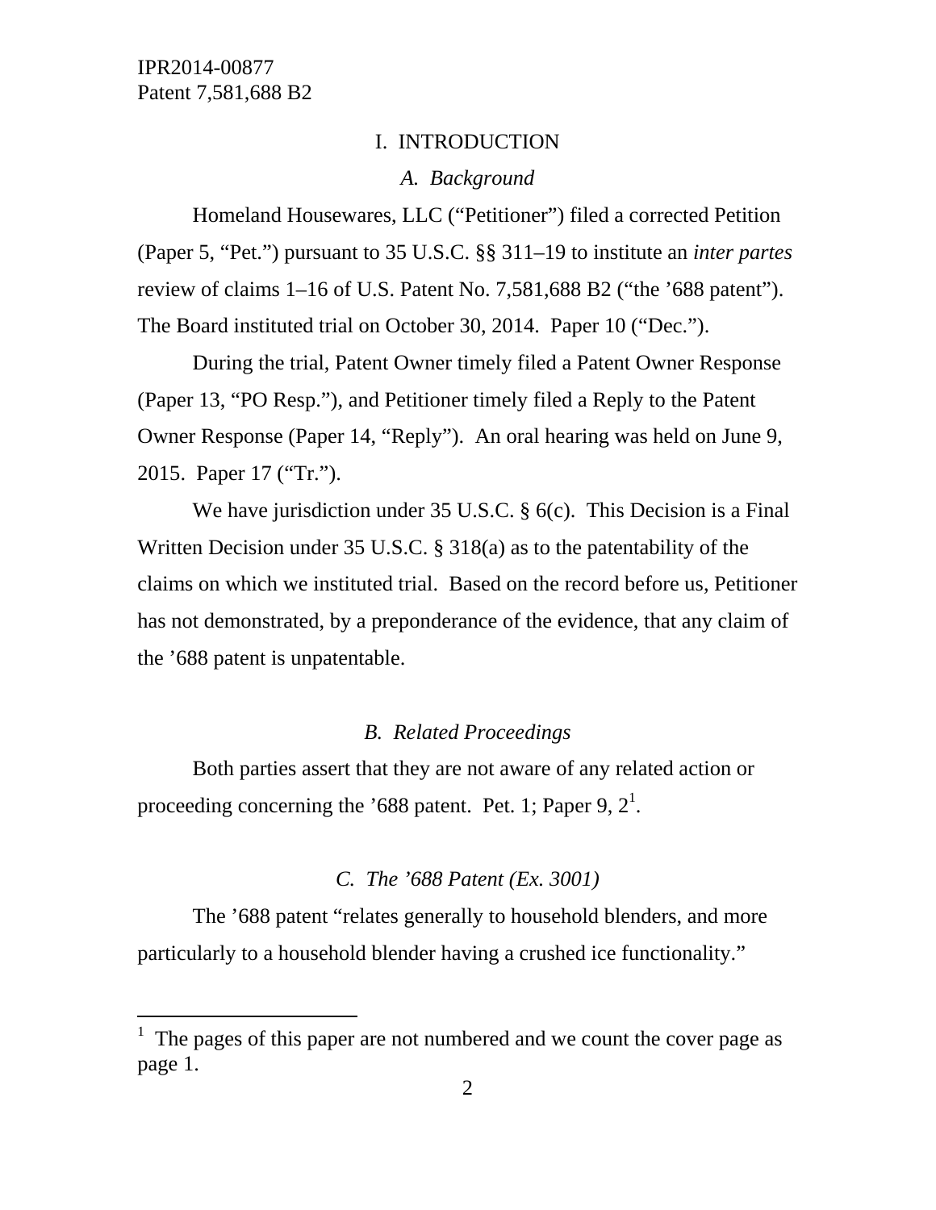# I. INTRODUCTION

## *A. Background*

Homeland Housewares, LLC ("Petitioner") filed a corrected Petition (Paper 5, "Pet.") pursuant to 35 U.S.C. §§ 311–19 to institute an *inter partes* review of claims 1–16 of U.S. Patent No. 7,581,688 B2 ("the '688 patent"). The Board instituted trial on October 30, 2014. Paper 10 ("Dec.").

During the trial, Patent Owner timely filed a Patent Owner Response (Paper 13, "PO Resp."), and Petitioner timely filed a Reply to the Patent Owner Response (Paper 14, "Reply"). An oral hearing was held on June 9, 2015. Paper 17 ("Tr.").

We have jurisdiction under 35 U.S.C. § 6(c). This Decision is a Final Written Decision under 35 U.S.C. § 318(a) as to the patentability of the claims on which we instituted trial. Based on the record before us, Petitioner has not demonstrated, by a preponderance of the evidence, that any claim of the '688 patent is unpatentable.

## *B. Related Proceedings*

Both parties assert that they are not aware of any related action or proceeding concerning the '688 patent. Pet. 1; Paper 9, 2[1].

## *C. The '688 Patent (Ex. 3001)*

The '688 patent "relates generally to household blenders, and more particularly to a household blender having a crushed ice functionality."

[1] The pages of this paper are not numbered and we count the cover page as page 1.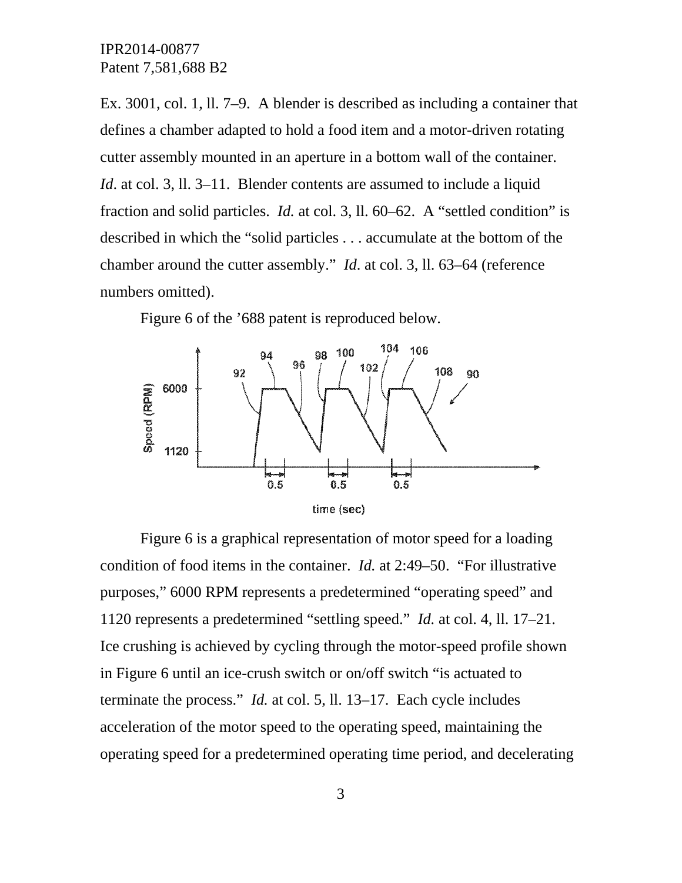Ex. 3001, col. 1, ll. 7–9. A blender is described as including a container that defines a chamber adapted to hold a food item and a motor-driven rotating cutter assembly mounted in an aperture in a bottom wall of the container. *Id*. at col. 3, ll. 3–11. Blender contents are assumed to include a liquid fraction and solid particles. *Id.* at col. 3, ll. 60–62. A "settled condition" is described in which the "solid particles . . . accumulate at the bottom of the chamber around the cutter assembly." *Id*. at col. 3, ll. 63–64 (reference numbers omitted).

Figure 6 of the '688 patent is reproduced below.

Figure 6 is a graphical representation of motor speed for a loading condition of food items in the container. *Id.* at 2:49–50. "For illustrative purposes," 6000 RPM represents a predetermined "operating speed" and 1120 represents a predetermined "settling speed." *Id.* at col. 4, ll. 17–21. Ice crushing is achieved by cycling through the motor-speed profile shown in Figure 6 until an ice-crush switch or on/off switch "is actuated to terminate the process." *Id.* at col. 5, ll. 13–17. Each cycle includes acceleration of the motor speed to the operating speed, maintaining the operating speed for a predetermined operating time period, and decelerating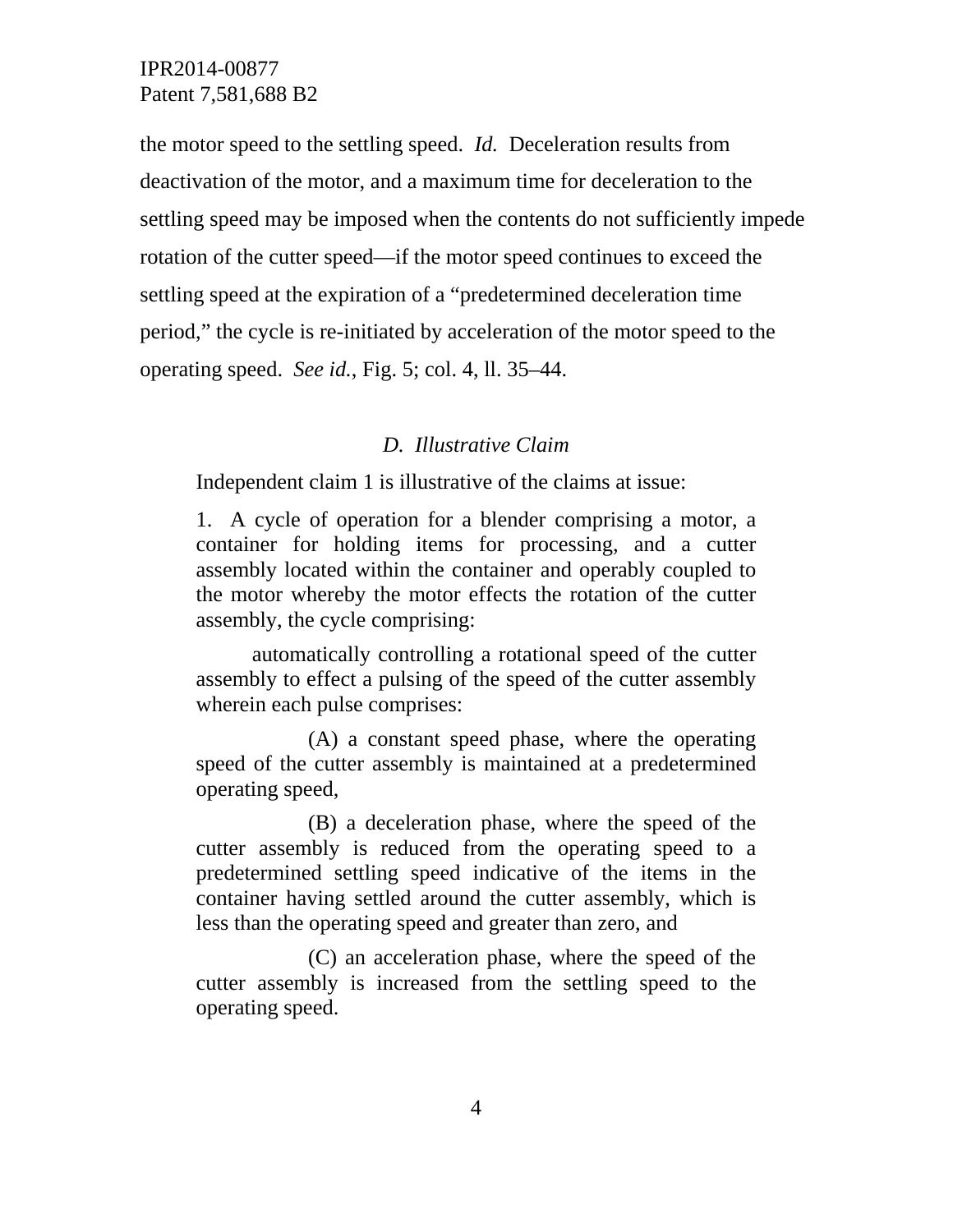the motor speed to the settling speed. *Id.* Deceleration results from deactivation of the motor, and a maximum time for deceleration to the settling speed may be imposed when the contents do not sufficiently impede rotation of the cutter speed—if the motor speed continues to exceed the settling speed at the expiration of a "predetermined deceleration time period," the cycle is re-initiated by acceleration of the motor speed to the operating speed. *See id.*, Fig. 5; col. 4, ll. 35–44.

### *D. Illustrative Claim*

Independent claim 1 is illustrative of the claims at issue:

> 1. A cycle of operation for a blender comprising a motor, a container for holding items for processing, and a cutter assembly located within the container and operably coupled to the motor whereby the motor effects the rotation of the cutter assembly, the cycle comprising:
>
> automatically controlling a rotational speed of the cutter assembly to effect a pulsing of the speed of the cutter assembly wherein each pulse comprises:
>
> (A) a constant speed phase, where the operating speed of the cutter assembly is maintained at a predetermined operating speed,
>
> (B) a deceleration phase, where the speed of the cutter assembly is reduced from the operating speed to a predetermined settling speed indicative of the items in the container having settled around the cutter assembly, which is less than the operating speed and greater than zero, and
>
> (C) an acceleration phase, where the speed of the cutter assembly is increased from the settling speed to the operating speed.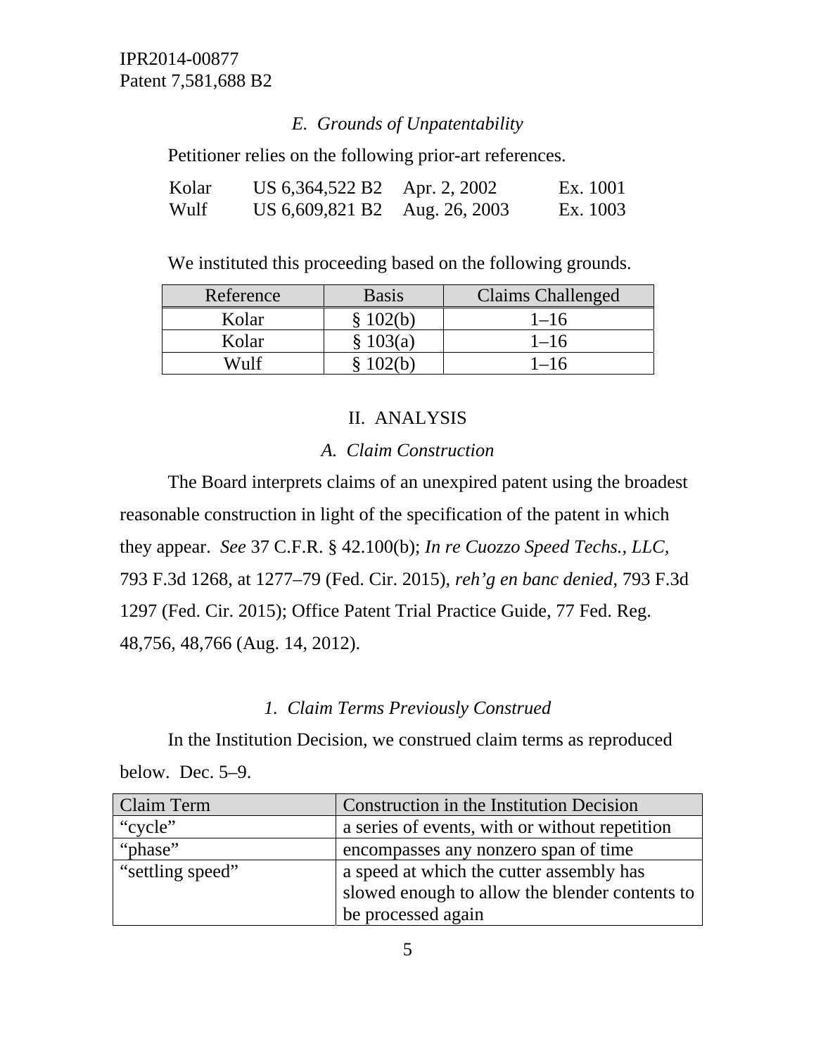### *E. Grounds of Unpatentability*

Petitioner relies on the following prior-art references.

| | | | |
|---|---|---|---|
| Kolar | US 6,364,522 B2 | Apr. 2, 2002 | Ex. 1001 |
| Wulf | US 6,609,821 B2 | Aug. 26, 2003 | Ex. 1003 |

We instituted this proceeding based on the following grounds.

| Reference | Basis | Claims Challenged |
|---|---|---|
| Kolar | § 102(b) | 1–16 |
| Kolar | § 103(a) | 1–16 |
| Wulf | § 102(b) | 1–16 |

## II. ANALYSIS

### *A. Claim Construction*

The Board interprets claims of an unexpired patent using the broadest reasonable construction in light of the specification of the patent in which they appear. *See* 37 C.F.R. § 42.100(b); *In re Cuozzo Speed Techs., LLC,* 793 F.3d 1268, at 1277–79 (Fed. Cir. 2015), *reh'g en banc denied,* 793 F.3d 1297 (Fed. Cir. 2015); Office Patent Trial Practice Guide, 77 Fed. Reg. 48,756, 48,766 (Aug. 14, 2012).

#### *1. Claim Terms Previously Construed*

In the Institution Decision, we construed claim terms as reproduced below. Dec. 5–9.

| Claim Term | Construction in the Institution Decision |
|---|---|
| "cycle" | a series of events, with or without repetition |
| "phase" | encompasses any nonzero span of time |
| "settling speed" | a speed at which the cutter assembly has slowed enough to allow the blender contents to be processed again |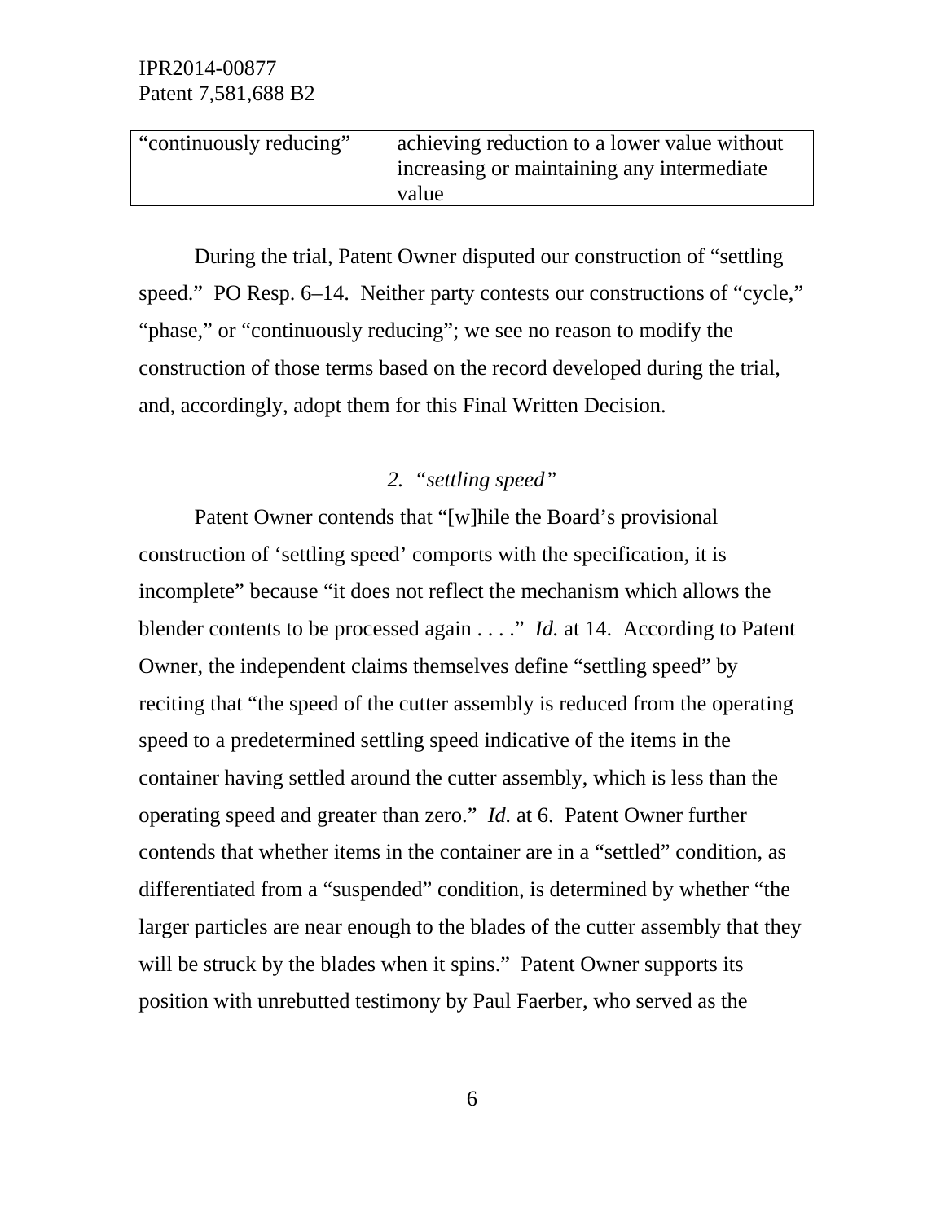| “continuously reducing” | achieving reduction to a lower value without increasing or maintaining any intermediate value |
|---|---|

During the trial, Patent Owner disputed our construction of “settling speed.” PO Resp. 6–14. Neither party contests our constructions of “cycle,” “phase,” or “continuously reducing”; we see no reason to modify the construction of those terms based on the record developed during the trial, and, accordingly, adopt them for this Final Written Decision.

*2. “settling speed”*

Patent Owner contends that “[w]hile the Board’s provisional construction of ‘settling speed’ comports with the specification, it is incomplete” because “it does not reflect the mechanism which allows the blender contents to be processed again . . . .” *Id.* at 14. According to Patent Owner, the independent claims themselves define “settling speed” by reciting that “the speed of the cutter assembly is reduced from the operating speed to a predetermined settling speed indicative of the items in the container having settled around the cutter assembly, which is less than the operating speed and greater than zero.” *Id.* at 6. Patent Owner further contends that whether items in the container are in a “settled” condition, as differentiated from a “suspended” condition, is determined by whether “the larger particles are near enough to the blades of the cutter assembly that they will be struck by the blades when it spins.” Patent Owner supports its position with unrebutted testimony by Paul Faerber, who served as the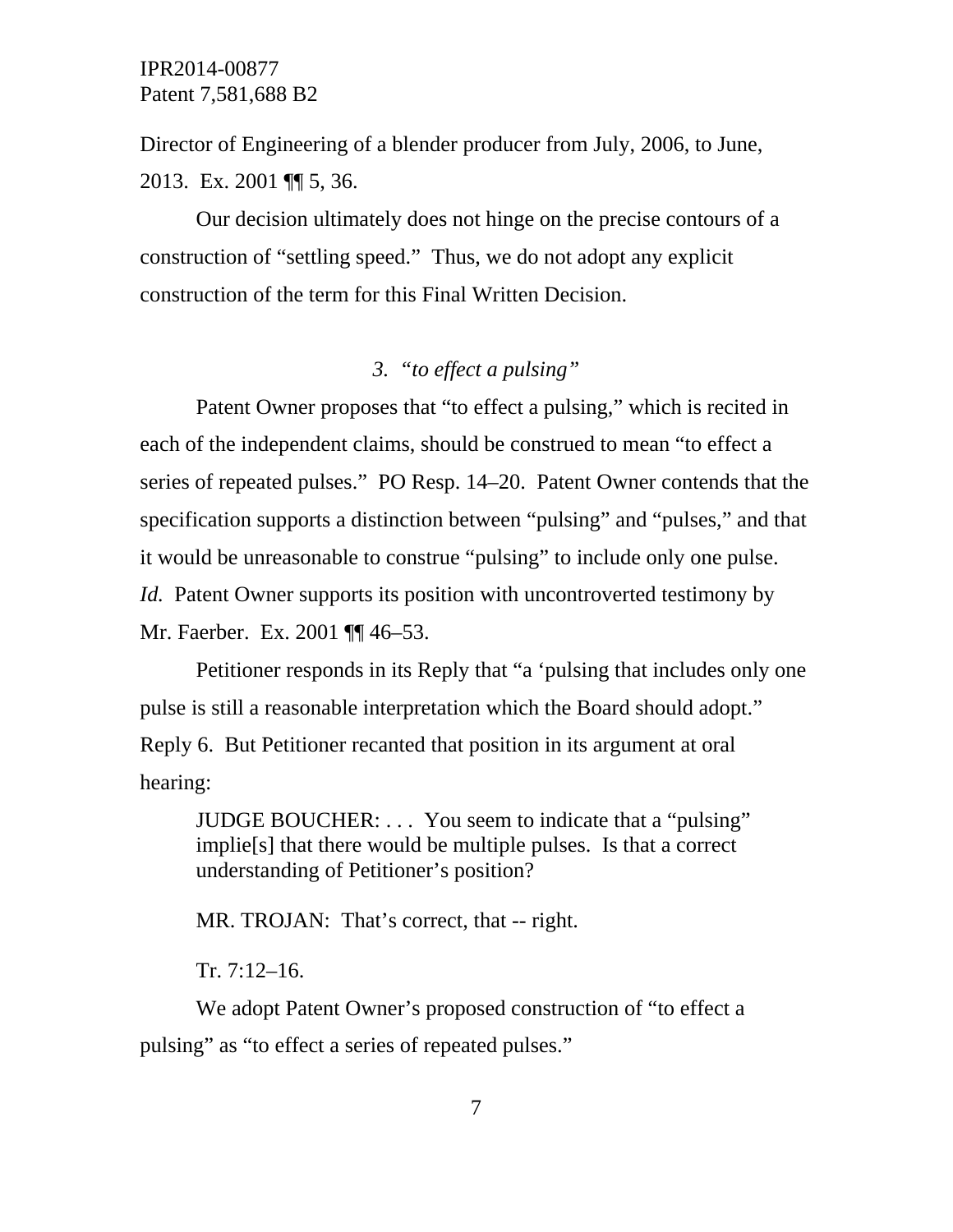Director of Engineering of a blender producer from July, 2006, to June, 2013. Ex. 2001 ¶¶ 5, 36.

Our decision ultimately does not hinge on the precise contours of a construction of "settling speed." Thus, we do not adopt any explicit construction of the term for this Final Written Decision.

### 3. *"to effect a pulsing"*

Patent Owner proposes that "to effect a pulsing," which is recited in each of the independent claims, should be construed to mean "to effect a series of repeated pulses." PO Resp. 14–20. Patent Owner contends that the specification supports a distinction between "pulsing" and "pulses," and that it would be unreasonable to construe "pulsing" to include only one pulse. *Id.* Patent Owner supports its position with uncontroverted testimony by Mr. Faerber. Ex. 2001 ¶¶ 46–53.

Petitioner responds in its Reply that "a 'pulsing that includes only one pulse is still a reasonable interpretation which the Board should adopt." Reply 6. But Petitioner recanted that position in its argument at oral hearing:

> JUDGE BOUCHER: . . . You seem to indicate that a "pulsing" implie[s] that there would be multiple pulses. Is that a correct understanding of Petitioner's position?
>
> MR. TROJAN: That's correct, that -- right.
>
> Tr. 7:12–16.

We adopt Patent Owner's proposed construction of "to effect a pulsing" as "to effect a series of repeated pulses."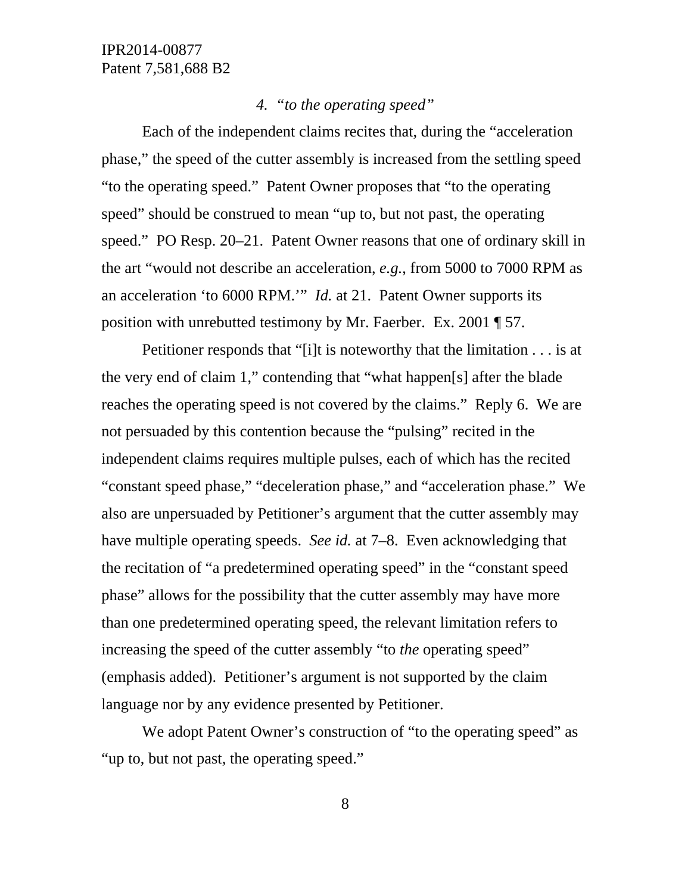### 4. *"to the operating speed"*

Each of the independent claims recites that, during the "acceleration phase," the speed of the cutter assembly is increased from the settling speed "to the operating speed." Patent Owner proposes that "to the operating speed" should be construed to mean "up to, but not past, the operating speed." PO Resp. 20–21. Patent Owner reasons that one of ordinary skill in the art "would not describe an acceleration, *e.g.*, from 5000 to 7000 RPM as an acceleration 'to 6000 RPM.'" *Id.* at 21. Patent Owner supports its position with unrebutted testimony by Mr. Faerber. Ex. 2001 ¶ 57.

Petitioner responds that "[i]t is noteworthy that the limitation . . . is at the very end of claim 1," contending that "what happen[s] after the blade reaches the operating speed is not covered by the claims." Reply 6. We are not persuaded by this contention because the "pulsing" recited in the independent claims requires multiple pulses, each of which has the recited "constant speed phase," "deceleration phase," and "acceleration phase." We also are unpersuaded by Petitioner's argument that the cutter assembly may have multiple operating speeds. *See id.* at 7–8. Even acknowledging that the recitation of "a predetermined operating speed" in the "constant speed phase" allows for the possibility that the cutter assembly may have more than one predetermined operating speed, the relevant limitation refers to increasing the speed of the cutter assembly "to *the* operating speed" (emphasis added). Petitioner's argument is not supported by the claim language nor by any evidence presented by Petitioner.

We adopt Patent Owner's construction of "to the operating speed" as "up to, but not past, the operating speed."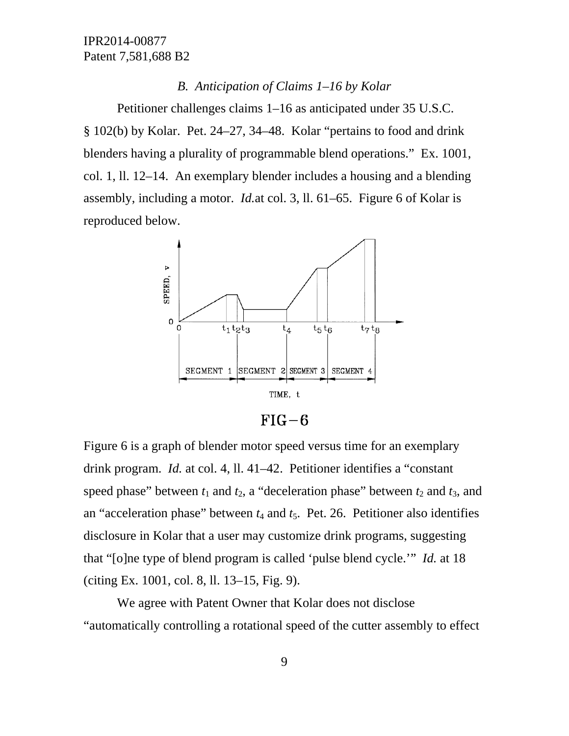*B. Anticipation of Claims 1–16 by Kolar*

Petitioner challenges claims 1–16 as anticipated under 35 U.S.C. § 102(b) by Kolar. Pet. 24–27, 34–48. Kolar "pertains to food and drink blenders having a plurality of programmable blend operations." Ex. 1001, col. 1, ll. 12–14. An exemplary blender includes a housing and a blending assembly, including a motor. *Id.*at col. 3, ll. 61–65. Figure 6 of Kolar is reproduced below.

FIG−6

Figure 6 is a graph of blender motor speed versus time for an exemplary drink program. *Id.* at col. 4, ll. 41–42. Petitioner identifies a "constant speed phase" between $t_1$ and $t_2$, a "deceleration phase" between $t_2$ and $t_3$, and an "acceleration phase" between $t_4$ and $t_5$. Pet. 26. Petitioner also identifies disclosure in Kolar that a user may customize drink programs, suggesting that "[o]ne type of blend program is called 'pulse blend cycle.'" *Id.* at 18 (citing Ex. 1001, col. 8, ll. 13–15, Fig. 9).

We agree with Patent Owner that Kolar does not disclose "automatically controlling a rotational speed of the cutter assembly to effect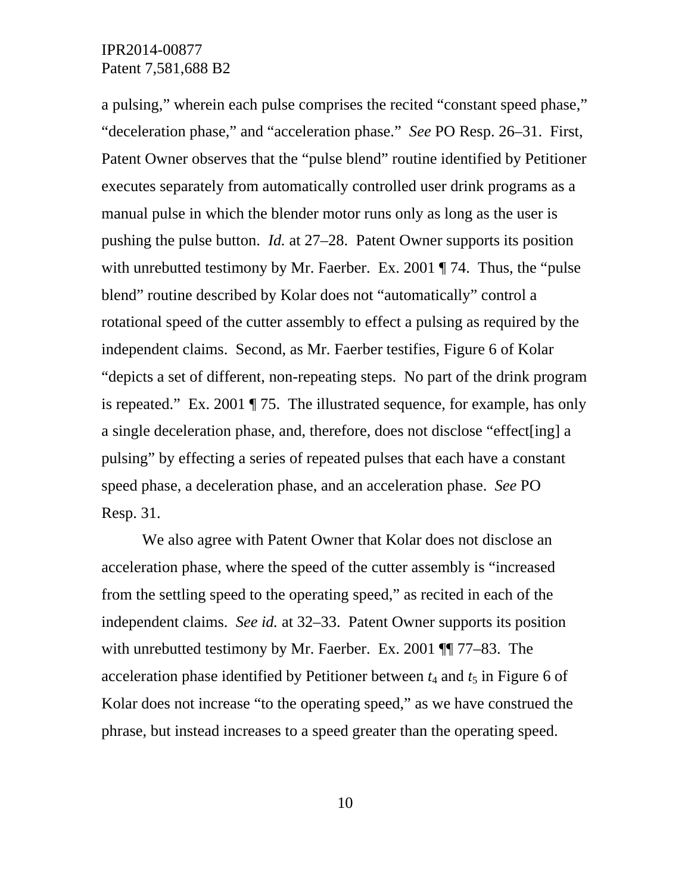a pulsing," wherein each pulse comprises the recited "constant speed phase," "deceleration phase," and "acceleration phase." *See* PO Resp. 26–31. First, Patent Owner observes that the "pulse blend" routine identified by Petitioner executes separately from automatically controlled user drink programs as a manual pulse in which the blender motor runs only as long as the user is pushing the pulse button. *Id.* at 27–28. Patent Owner supports its position with unrebutted testimony by Mr. Faerber. Ex. 2001 ¶ 74. Thus, the "pulse blend" routine described by Kolar does not "automatically" control a rotational speed of the cutter assembly to effect a pulsing as required by the independent claims. Second, as Mr. Faerber testifies, Figure 6 of Kolar "depicts a set of different, non-repeating steps. No part of the drink program is repeated." Ex. 2001 ¶ 75. The illustrated sequence, for example, has only a single deceleration phase, and, therefore, does not disclose "effect[ing] a pulsing" by effecting a series of repeated pulses that each have a constant speed phase, a deceleration phase, and an acceleration phase. *See* PO Resp. 31.

We also agree with Patent Owner that Kolar does not disclose an acceleration phase, where the speed of the cutter assembly is "increased from the settling speed to the operating speed," as recited in each of the independent claims. *See id.* at 32–33. Patent Owner supports its position with unrebutted testimony by Mr. Faerber. Ex. 2001 ¶¶ 77–83. The acceleration phase identified by Petitioner between $t_4$ and $t_5$ in Figure 6 of Kolar does not increase "to the operating speed," as we have construed the phrase, but instead increases to a speed greater than the operating speed.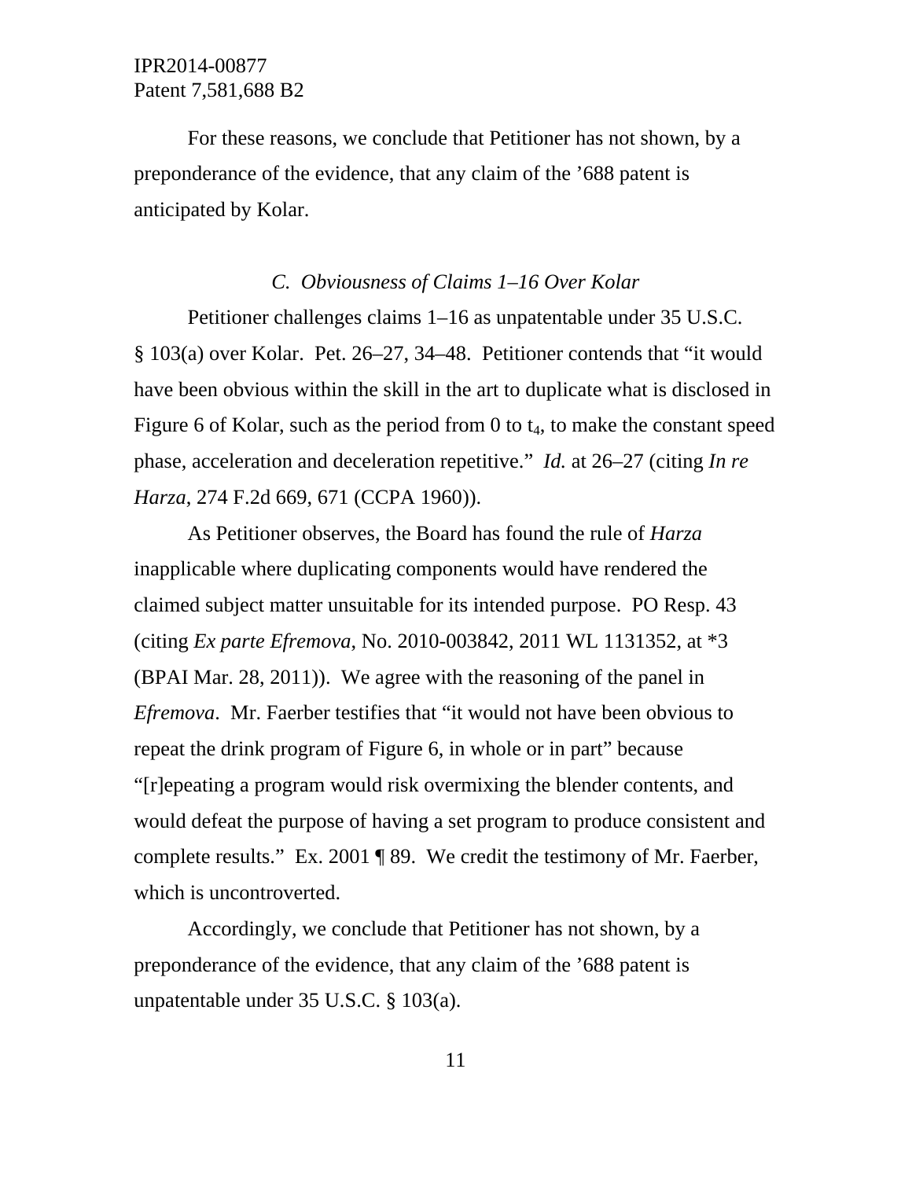For these reasons, we conclude that Petitioner has not shown, by a preponderance of the evidence, that any claim of the ’688 patent is anticipated by Kolar.

### *C. Obviousness of Claims 1–16 Over Kolar*

Petitioner challenges claims 1–16 as unpatentable under 35 U.S.C. § 103(a) over Kolar. Pet. 26–27, 34–48. Petitioner contends that “it would have been obvious within the skill in the art to duplicate what is disclosed in Figure 6 of Kolar, such as the period from 0 to $t_4$, to make the constant speed phase, acceleration and deceleration repetitive.” *Id.* at 26–27 (citing *In re Harza*, 274 F.2d 669, 671 (CCPA 1960)).

As Petitioner observes, the Board has found the rule of *Harza* inapplicable where duplicating components would have rendered the claimed subject matter unsuitable for its intended purpose. PO Resp. 43 (citing *Ex parte Efremova*, No. 2010-003842, 2011 WL 1131352, at *3 (BPAI Mar. 28, 2011)). We agree with the reasoning of the panel in *Efremova*. Mr. Faerber testifies that “it would not have been obvious to repeat the drink program of Figure 6, in whole or in part” because “[r]epeating a program would risk overmixing the blender contents, and would defeat the purpose of having a set program to produce consistent and complete results.” Ex. 2001 ¶ 89. We credit the testimony of Mr. Faerber, which is uncontroverted.

Accordingly, we conclude that Petitioner has not shown, by a preponderance of the evidence, that any claim of the ’688 patent is unpatentable under 35 U.S.C. § 103(a).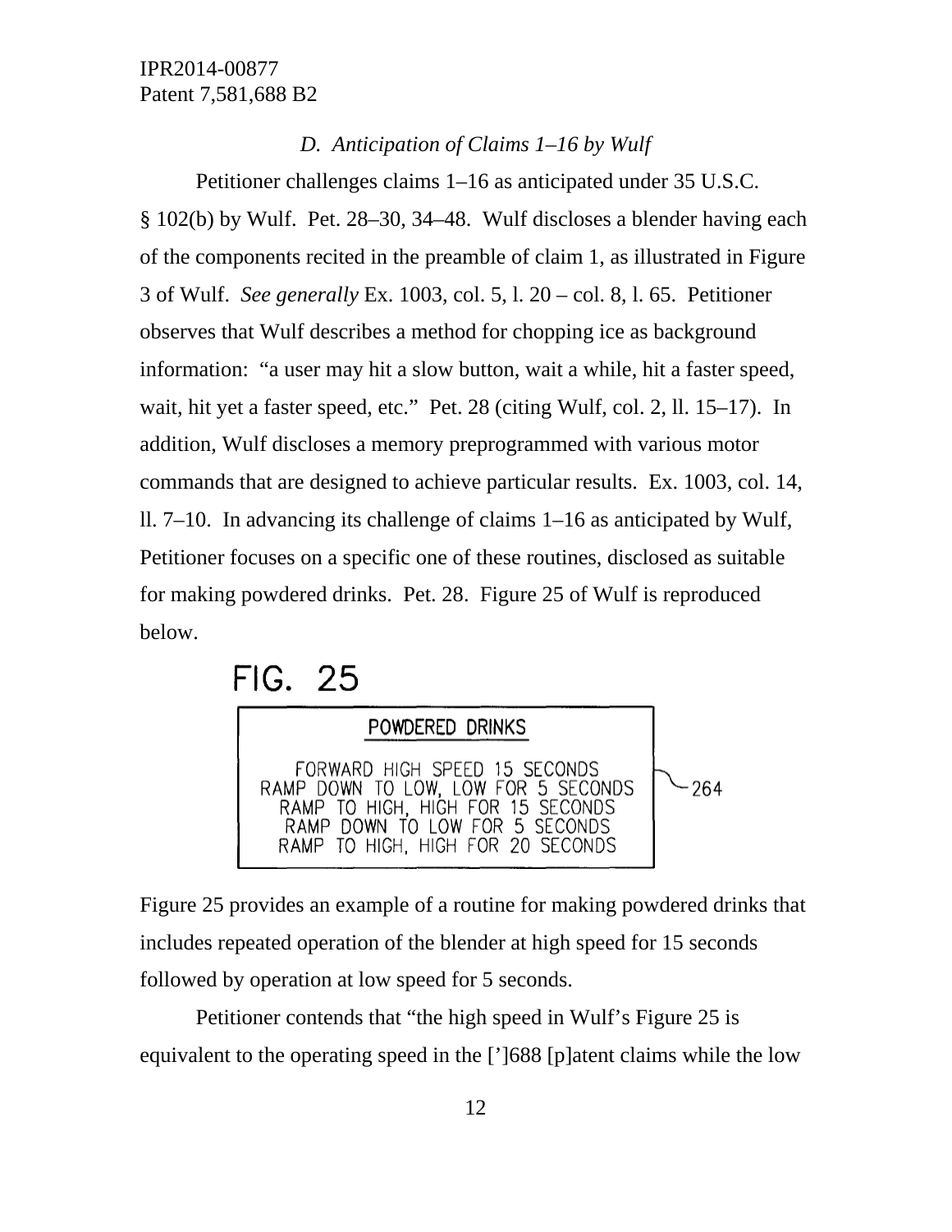### *D. Anticipation of Claims 1–16 by Wulf*

Petitioner challenges claims 1–16 as anticipated under 35 U.S.C. § 102(b) by Wulf. Pet. 28–30, 34–48. Wulf discloses a blender having each of the components recited in the preamble of claim 1, as illustrated in Figure 3 of Wulf. *See generally* Ex. 1003, col. 5, l. 20 – col. 8, l. 65. Petitioner observes that Wulf describes a method for chopping ice as background information: "a user may hit a slow button, wait a while, hit a faster speed, wait, hit yet a faster speed, etc." Pet. 28 (citing Wulf, col. 2, ll. 15–17). In addition, Wulf discloses a memory preprogrammed with various motor commands that are designed to achieve particular results. Ex. 1003, col. 14, ll. 7–10. In advancing its challenge of claims 1–16 as anticipated by Wulf, Petitioner focuses on a specific one of these routines, disclosed as suitable for making powdered drinks. Pet. 28. Figure 25 of Wulf is reproduced below.

FIG. 25

POWDERED DRINKS

FORWARD HIGH SPEED 15 SECONDS
RAMP DOWN TO LOW, LOW FOR 5 SECONDS
RAMP TO HIGH, HIGH FOR 15 SECONDS
RAMP DOWN TO LOW FOR 5 SECONDS
RAMP TO HIGH, HIGH FOR 20 SECONDS

264

Figure 25 provides an example of a routine for making powdered drinks that includes repeated operation of the blender at high speed for 15 seconds followed by operation at low speed for 5 seconds.

Petitioner contends that "the high speed in Wulf's Figure 25 is equivalent to the operating speed in the [']688 [p]atent claims while the low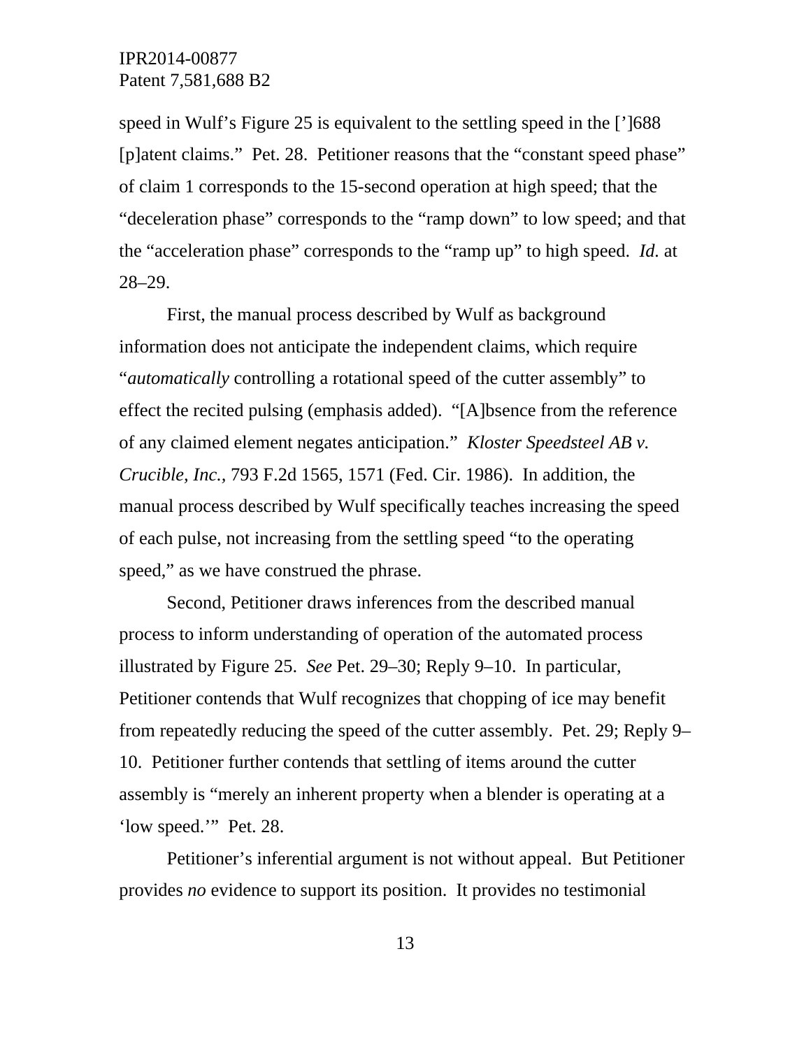speed in Wulf's Figure 25 is equivalent to the settling speed in the [']688 [p]atent claims." Pet. 28. Petitioner reasons that the "constant speed phase" of claim 1 corresponds to the 15-second operation at high speed; that the "deceleration phase" corresponds to the "ramp down" to low speed; and that the "acceleration phase" corresponds to the "ramp up" to high speed. *Id.* at 28–29.

First, the manual process described by Wulf as background information does not anticipate the independent claims, which require "*automatically* controlling a rotational speed of the cutter assembly" to effect the recited pulsing (emphasis added). "[A]bsence from the reference of any claimed element negates anticipation." *Kloster Speedsteel AB v. Crucible, Inc.*, 793 F.2d 1565, 1571 (Fed. Cir. 1986). In addition, the manual process described by Wulf specifically teaches increasing the speed of each pulse, not increasing from the settling speed "to the operating speed," as we have construed the phrase.

Second, Petitioner draws inferences from the described manual process to inform understanding of operation of the automated process illustrated by Figure 25. *See* Pet. 29–30; Reply 9–10. In particular, Petitioner contends that Wulf recognizes that chopping of ice may benefit from repeatedly reducing the speed of the cutter assembly. Pet. 29; Reply 9–10. Petitioner further contends that settling of items around the cutter assembly is "merely an inherent property when a blender is operating at a 'low speed.'" Pet. 28.

Petitioner's inferential argument is not without appeal. But Petitioner provides *no* evidence to support its position. It provides no testimonial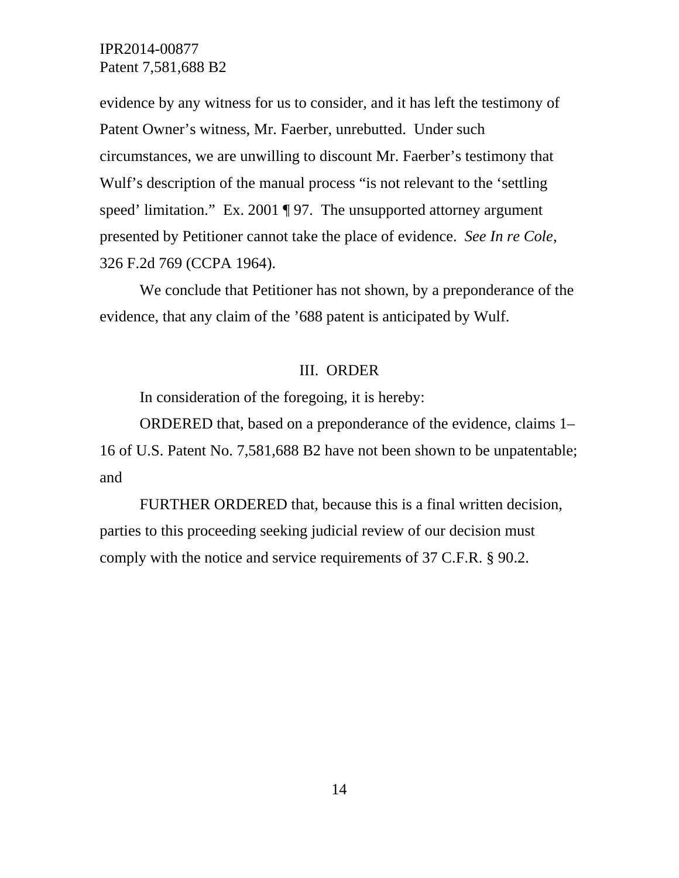evidence by any witness for us to consider, and it has left the testimony of Patent Owner's witness, Mr. Faerber, unrebutted. Under such circumstances, we are unwilling to discount Mr. Faerber's testimony that Wulf's description of the manual process "is not relevant to the 'settling speed' limitation." Ex. 2001 ¶ 97. The unsupported attorney argument presented by Petitioner cannot take the place of evidence. *See In re Cole*, 326 F.2d 769 (CCPA 1964).

We conclude that Petitioner has not shown, by a preponderance of the evidence, that any claim of the '688 patent is anticipated by Wulf.

## III. ORDER

In consideration of the foregoing, it is hereby:

ORDERED that, based on a preponderance of the evidence, claims 1–16 of U.S. Patent No. 7,581,688 B2 have not been shown to be unpatentable; and

FURTHER ORDERED that, because this is a final written decision, parties to this proceeding seeking judicial review of our decision must comply with the notice and service requirements of 37 C.F.R. § 90.2.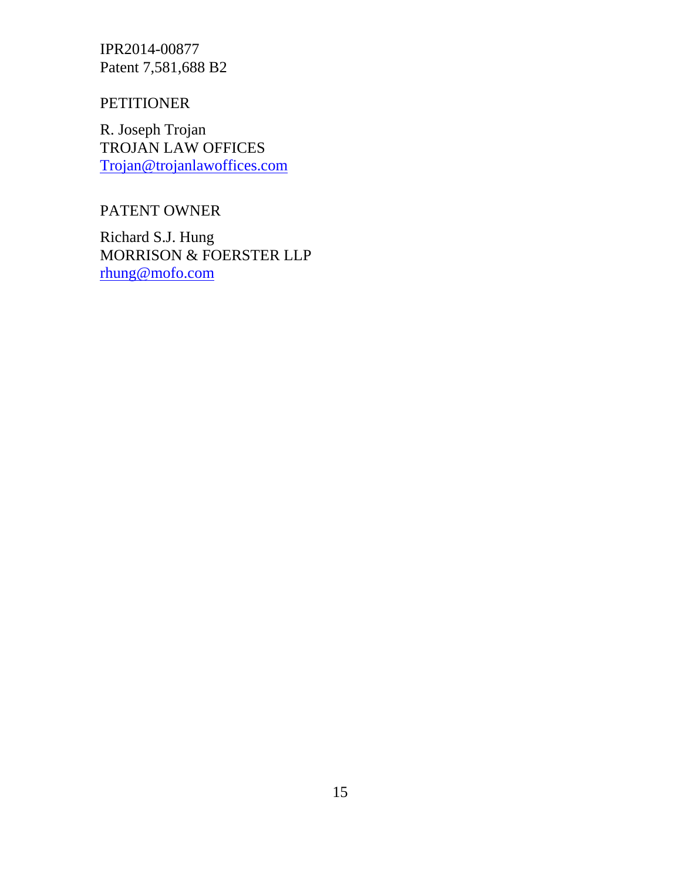IPR2014-00877
Patent 7,581,688 B2

PETITIONER

R. Joseph Trojan
TROJAN LAW OFFICES
Trojan@trojanlawoffices.com

PATENT OWNER

Richard S.J. Hung
MORRISON & FOERSTER LLP
rhung@mofo.com